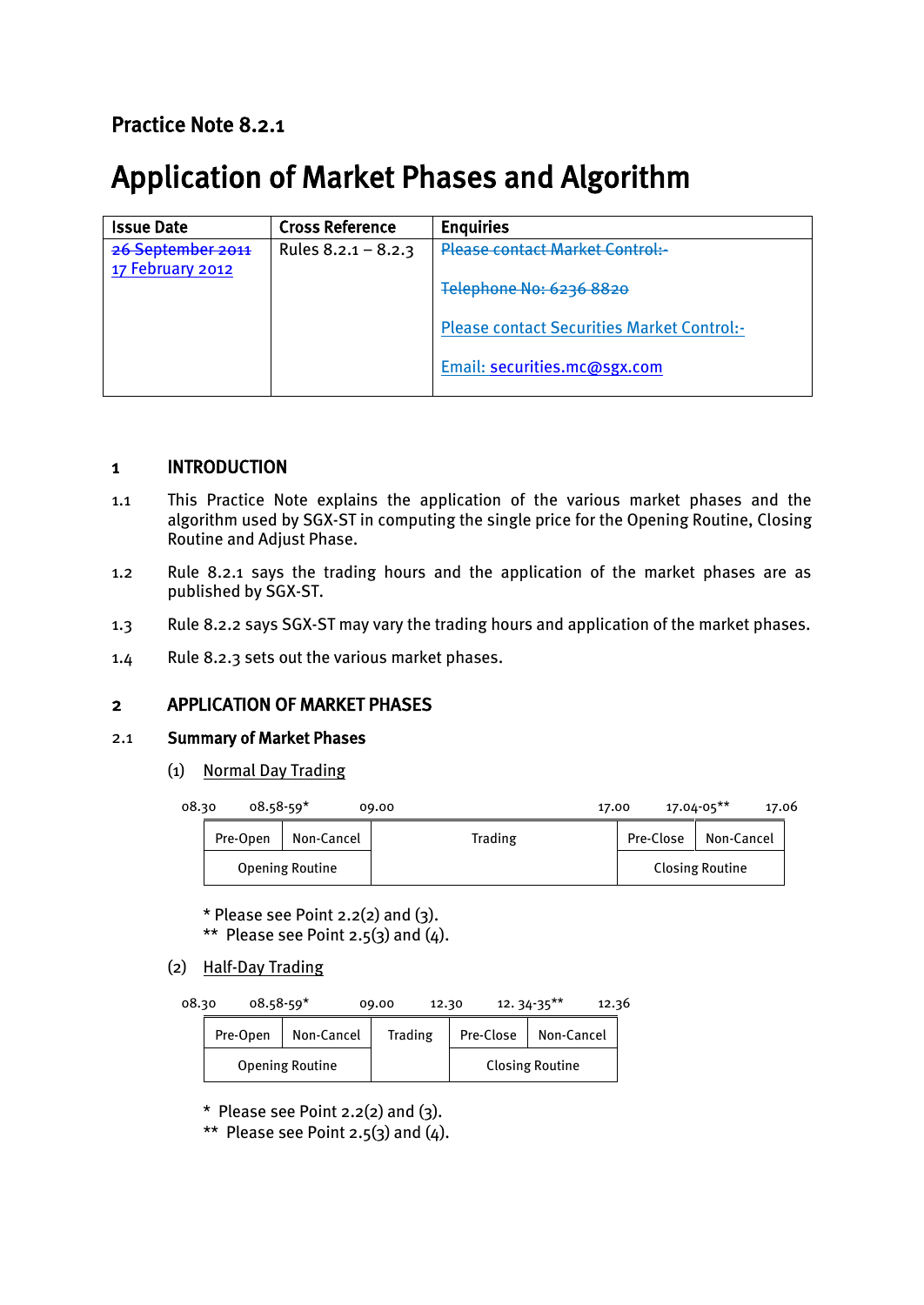**Practice Note 8.2.1**

# Application of Market Phases and Algorithm

| Issue Date | Cross Reference | Enquiries |
|---|---|---|
| ~~26 September 2011~~ 17 February 2012 | Rules 8.2.1 – 8.2.3 | ~~Please contact Market Control:-~~ ~~Telephone No: 6236 8820~~ Please contact Securities Market Control:- Email: securities.mc@sgx.com |

## 1 INTRODUCTION

1.1 This Practice Note explains the application of the various market phases and the algorithm used by SGX-ST in computing the single price for the Opening Routine, Closing Routine and Adjust Phase.

1.2 Rule 8.2.1 says the trading hours and the application of the market phases are as published by SGX-ST.

1.3 Rule 8.2.2 says SGX-ST may vary the trading hours and application of the market phases.

1.4 Rule 8.2.3 sets out the various market phases.

## 2 APPLICATION OF MARKET PHASES

### 2.1 Summary of Market Phases

(1) Normal Day Trading

| 08.30 | 08.58-59* | 09.00 | 17.00 | 17.04-05** | 17.06 |
|---|---|---|---|---|---|
| Pre-Open | Non-Cancel | Trading | Pre-Close | Non-Cancel | |
| Opening Routine | | | Closing Routine | | |

\* Please see Point 2.2(2) and (3).
\*\* Please see Point 2.5(3) and (4).

(2) Half-Day Trading

| 08.30 | 08.58-59* | 09.00 | 12.30 | 12. 34-35** | 12.36 |
|---|---|---|---|---|---|
| Pre-Open | Non-Cancel | Trading | Pre-Close | Non-Cancel | |
| Opening Routine | | | Closing Routine | | |

\* Please see Point 2.2(2) and (3).
\*\* Please see Point 2.5(3) and (4).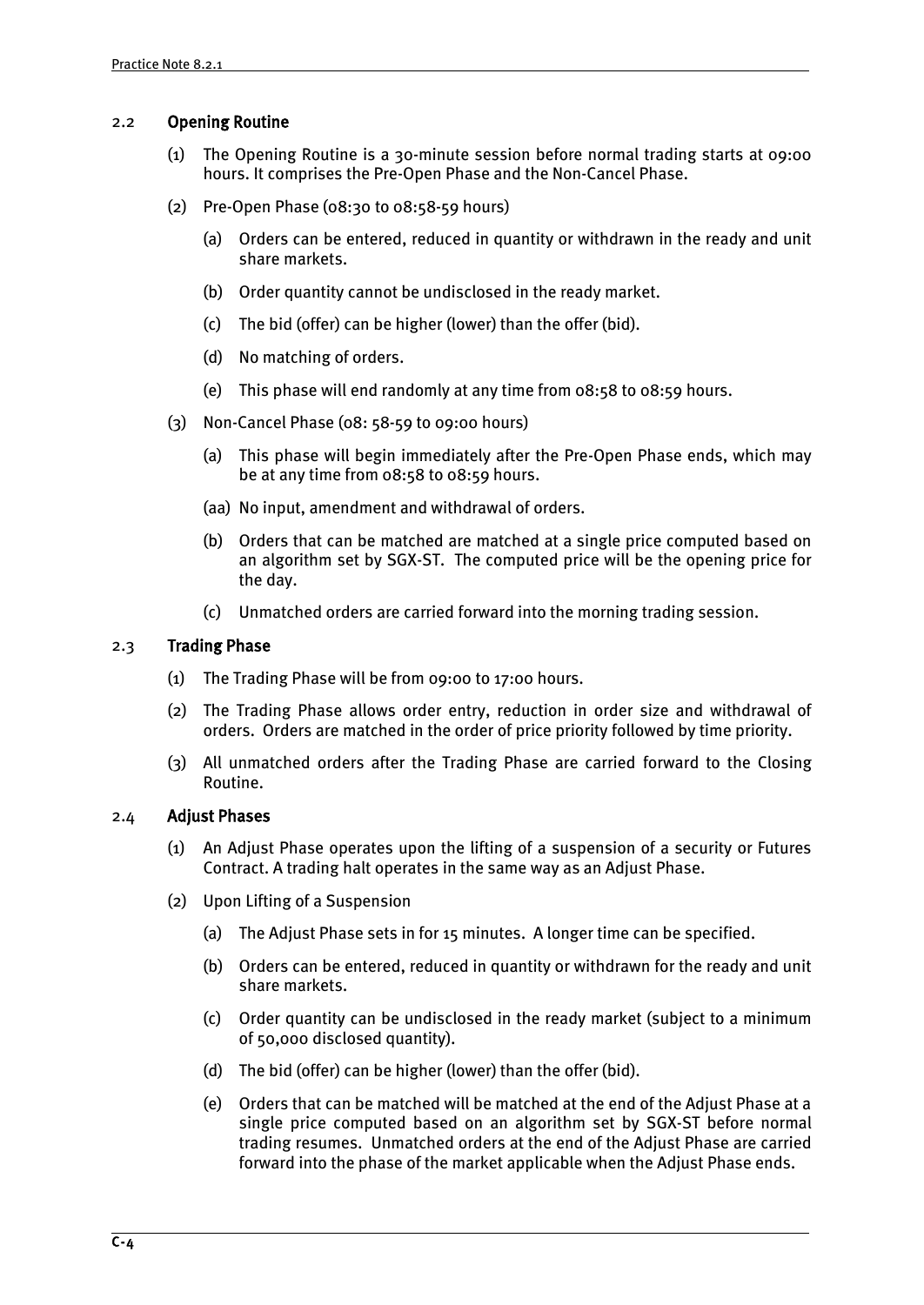## 2.2 Opening Routine

(1) The Opening Routine is a 30-minute session before normal trading starts at 09:00 hours. It comprises the Pre-Open Phase and the Non-Cancel Phase.

(2) Pre-Open Phase (08:30 to 08:58-59 hours)

(a) Orders can be entered, reduced in quantity or withdrawn in the ready and unit share markets.

(b) Order quantity cannot be undisclosed in the ready market.

(c) The bid (offer) can be higher (lower) than the offer (bid).

(d) No matching of orders.

(e) This phase will end randomly at any time from 08:58 to 08:59 hours.

(3) Non-Cancel Phase (08: 58-59 to 09:00 hours)

(a) This phase will begin immediately after the Pre-Open Phase ends, which may be at any time from 08:58 to 08:59 hours.

(aa) No input, amendment and withdrawal of orders.

(b) Orders that can be matched are matched at a single price computed based on an algorithm set by SGX-ST. The computed price will be the opening price for the day.

(c) Unmatched orders are carried forward into the morning trading session.

## 2.3 Trading Phase

(1) The Trading Phase will be from 09:00 to 17:00 hours.

(2) The Trading Phase allows order entry, reduction in order size and withdrawal of orders. Orders are matched in the order of price priority followed by time priority.

(3) All unmatched orders after the Trading Phase are carried forward to the Closing Routine.

## 2.4 Adjust Phases

(1) An Adjust Phase operates upon the lifting of a suspension of a security or Futures Contract. A trading halt operates in the same way as an Adjust Phase.

(2) Upon Lifting of a Suspension

(a) The Adjust Phase sets in for 15 minutes. A longer time can be specified.

(b) Orders can be entered, reduced in quantity or withdrawn for the ready and unit share markets.

(c) Order quantity can be undisclosed in the ready market (subject to a minimum of 50,000 disclosed quantity).

(d) The bid (offer) can be higher (lower) than the offer (bid).

(e) Orders that can be matched will be matched at the end of the Adjust Phase at a single price computed based on an algorithm set by SGX-ST before normal trading resumes. Unmatched orders at the end of the Adjust Phase are carried forward into the phase of the market applicable when the Adjust Phase ends.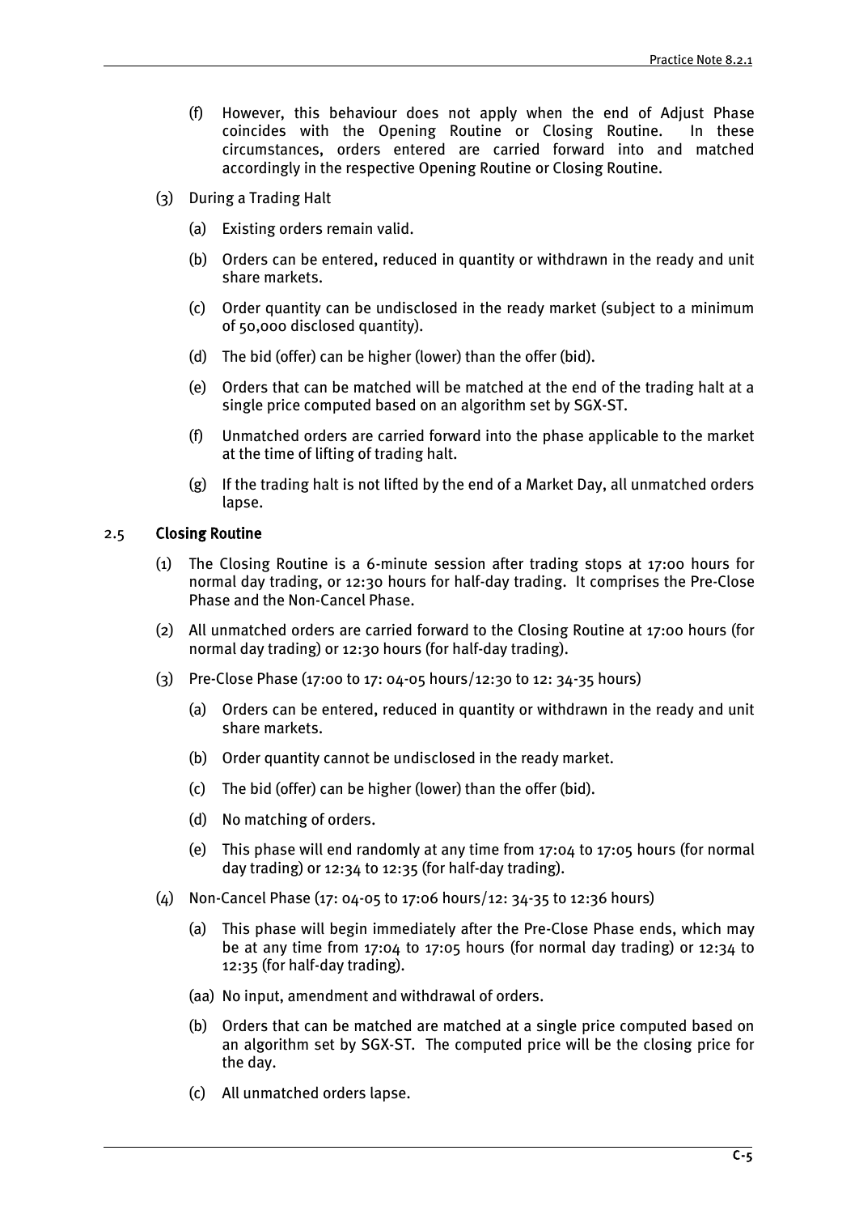(f) However, this behaviour does not apply when the end of Adjust Phase coincides with the Opening Routine or Closing Routine. In these circumstances, orders entered are carried forward into and matched accordingly in the respective Opening Routine or Closing Routine.

(3) During a Trading Halt

(a) Existing orders remain valid.

(b) Orders can be entered, reduced in quantity or withdrawn in the ready and unit share markets.

(c) Order quantity can be undisclosed in the ready market (subject to a minimum of 50,000 disclosed quantity).

(d) The bid (offer) can be higher (lower) than the offer (bid).

(e) Orders that can be matched will be matched at the end of the trading halt at a single price computed based on an algorithm set by SGX-ST.

(f) Unmatched orders are carried forward into the phase applicable to the market at the time of lifting of trading halt.

(g) If the trading halt is not lifted by the end of a Market Day, all unmatched orders lapse.

2.5 **Closing Routine**

(1) The Closing Routine is a 6-minute session after trading stops at 17:00 hours for normal day trading, or 12:30 hours for half-day trading. It comprises the Pre-Close Phase and the Non-Cancel Phase.

(2) All unmatched orders are carried forward to the Closing Routine at 17:00 hours (for normal day trading) or 12:30 hours (for half-day trading).

(3) Pre-Close Phase (17:00 to 17: 04-05 hours/12:30 to 12: 34-35 hours)

(a) Orders can be entered, reduced in quantity or withdrawn in the ready and unit share markets.

(b) Order quantity cannot be undisclosed in the ready market.

(c) The bid (offer) can be higher (lower) than the offer (bid).

(d) No matching of orders.

(e) This phase will end randomly at any time from 17:04 to 17:05 hours (for normal day trading) or 12:34 to 12:35 (for half-day trading).

(4) Non-Cancel Phase (17: 04-05 to 17:06 hours/12: 34-35 to 12:36 hours)

(a) This phase will begin immediately after the Pre-Close Phase ends, which may be at any time from 17:04 to 17:05 hours (for normal day trading) or 12:34 to 12:35 (for half-day trading).

(aa) No input, amendment and withdrawal of orders.

(b) Orders that can be matched are matched at a single price computed based on an algorithm set by SGX-ST. The computed price will be the closing price for the day.

(c) All unmatched orders lapse.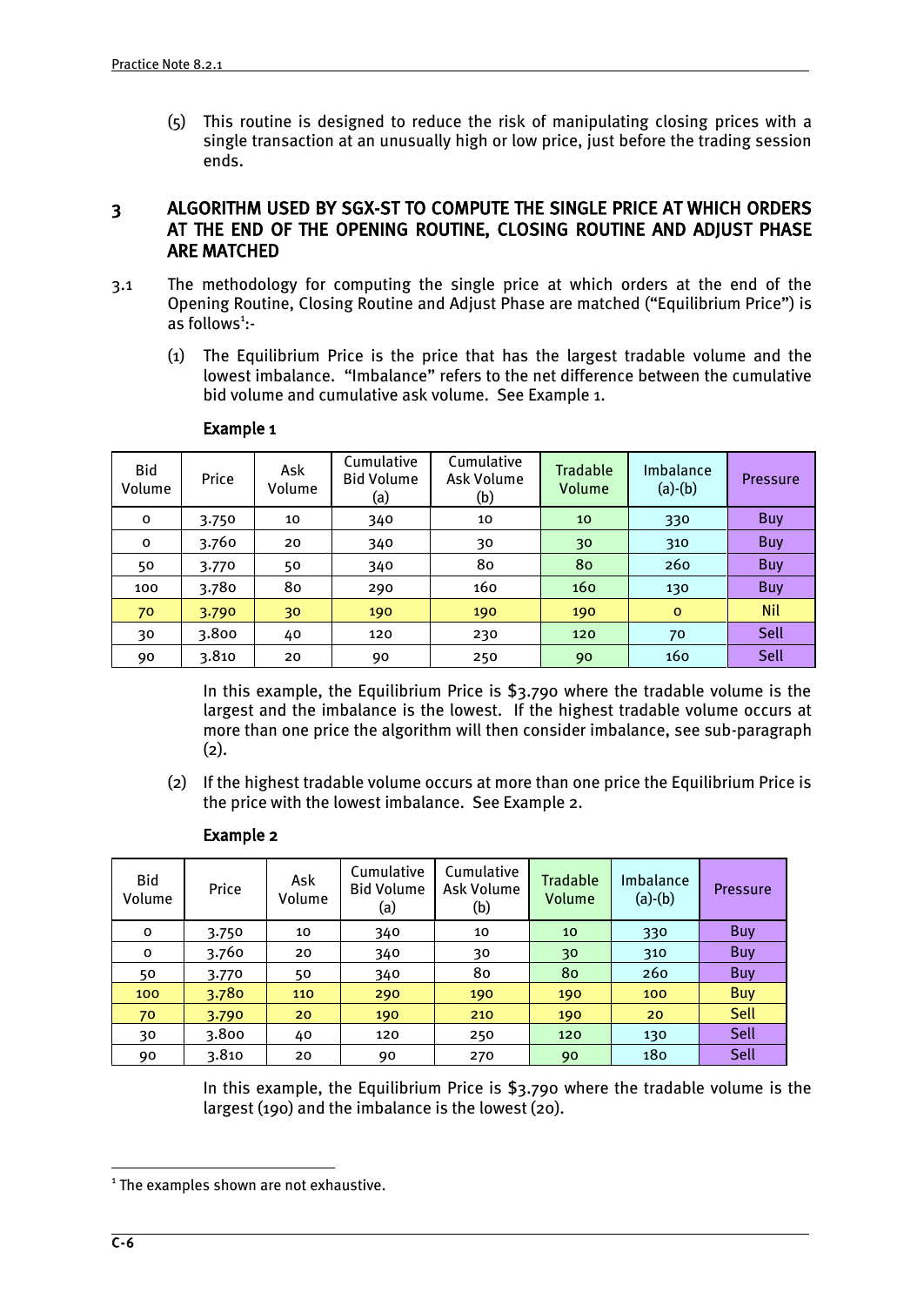(5) This routine is designed to reduce the risk of manipulating closing prices with a single transaction at an unusually high or low price, just before the trading session ends.

## 3 ALGORITHM USED BY SGX-ST TO COMPUTE THE SINGLE PRICE AT WHICH ORDERS AT THE END OF THE OPENING ROUTINE, CLOSING ROUTINE AND ADJUST PHASE ARE MATCHED

3.1 The methodology for computing the single price at which orders at the end of the Opening Routine, Closing Routine and Adjust Phase are matched ("Equilibrium Price") is as follows[1]:-

(1) The Equilibrium Price is the price that has the largest tradable volume and the lowest imbalance. "Imbalance" refers to the net difference between the cumulative bid volume and cumulative ask volume. See Example 1.

**Example 1**

| Bid Volume | Price | Ask Volume | Cumulative Bid Volume (a) | Cumulative Ask Volume (b) | Tradable Volume | Imbalance (a)-(b) | Pressure |
|---|---|---|---|---|---|---|---|
| 0 | 3.750 | 10 | 340 | 10 | 10 | 330 | Buy |
| 0 | 3.760 | 20 | 340 | 30 | 30 | 310 | Buy |
| 50 | 3.770 | 50 | 340 | 80 | 80 | 260 | Buy |
| 100 | 3.780 | 80 | 290 | 160 | 160 | 130 | Buy |
| 70 | 3.790 | 30 | 190 | 190 | 190 | 0 | Nil |
| 30 | 3.800 | 40 | 120 | 230 | 120 | 70 | Sell |
| 90 | 3.810 | 20 | 90 | 250 | 90 | 160 | Sell |

In this example, the Equilibrium Price is $3.790 where the tradable volume is the largest and the imbalance is the lowest. If the highest tradable volume occurs at more than one price the algorithm will then consider imbalance, see sub-paragraph (2).

(2) If the highest tradable volume occurs at more than one price the Equilibrium Price is the price with the lowest imbalance. See Example 2.

**Example 2**

| Bid Volume | Price | Ask Volume | Cumulative Bid Volume (a) | Cumulative Ask Volume (b) | Tradable Volume | Imbalance (a)-(b) | Pressure |
|---|---|---|---|---|---|---|---|
| 0 | 3.750 | 10 | 340 | 10 | 10 | 330 | Buy |
| 0 | 3.760 | 20 | 340 | 30 | 30 | 310 | Buy |
| 50 | 3.770 | 50 | 340 | 80 | 80 | 260 | Buy |
| 100 | 3.780 | 110 | 290 | 190 | 190 | 100 | Buy |
| 70 | 3.790 | 20 | 190 | 210 | 190 | 20 | Sell |
| 30 | 3.800 | 40 | 120 | 250 | 120 | 130 | Sell |
| 90 | 3.810 | 20 | 90 | 270 | 90 | 180 | Sell |

In this example, the Equilibrium Price is $3.790 where the tradable volume is the largest (190) and the imbalance is the lowest (20).

[1] The examples shown are not exhaustive.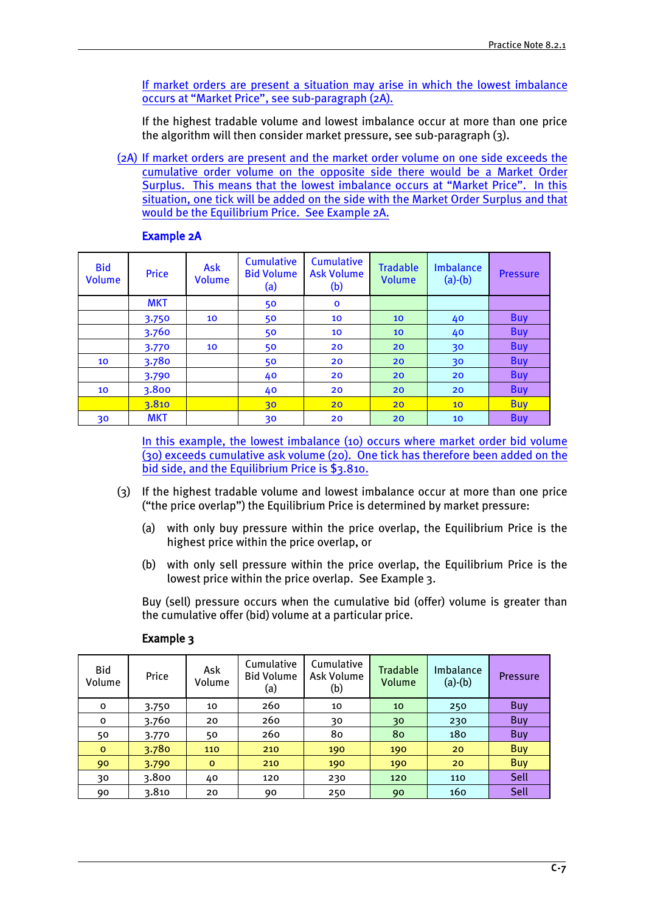If market orders are present a situation may arise in which the lowest imbalance occurs at "Market Price", see sub-paragraph (2A).

If the highest tradable volume and lowest imbalance occur at more than one price the algorithm will then consider market pressure, see sub-paragraph (3).

(2A) If market orders are present and the market order volume on one side exceeds the cumulative order volume on the opposite side there would be a Market Order Surplus. This means that the lowest imbalance occurs at "Market Price". In this situation, one tick will be added on the side with the Market Order Surplus and that would be the Equilibrium Price. See Example 2A.

**Example 2A**

| Bid Volume | Price | Ask Volume | Cumulative Bid Volume (a) | Cumulative Ask Volume (b) | Tradable Volume | Imbalance (a)-(b) | Pressure |
|---|---|---|---|---|---|---|---|
| | MKT | | 50 | 0 | | | |
| | 3.750 | 10 | 50 | 10 | 10 | 40 | Buy |
| | 3.760 | | 50 | 10 | 10 | 40 | Buy |
| | 3.770 | 10 | 50 | 20 | 20 | 30 | Buy |
| 10 | 3.780 | | 50 | 20 | 20 | 30 | Buy |
| | 3.790 | | 40 | 20 | 20 | 20 | Buy |
| 10 | 3.800 | | 40 | 20 | 20 | 20 | Buy |
| | 3.810 | | 30 | 20 | 20 | 10 | Buy |
| 30 | MKT | | 30 | 20 | 20 | 10 | Buy |

In this example, the lowest imbalance (10) occurs where market order bid volume (30) exceeds cumulative ask volume (20). One tick has therefore been added on the bid side, and the Equilibrium Price is $3.810.

(3) If the highest tradable volume and lowest imbalance occur at more than one price ("the price overlap") the Equilibrium Price is determined by market pressure:

(a) with only buy pressure within the price overlap, the Equilibrium Price is the highest price within the price overlap, or

(b) with only sell pressure within the price overlap, the Equilibrium Price is the lowest price within the price overlap. See Example 3.

Buy (sell) pressure occurs when the cumulative bid (offer) volume is greater than the cumulative offer (bid) volume at a particular price.

**Example 3**

| Bid Volume | Price | Ask Volume | Cumulative Bid Volume (a) | Cumulative Ask Volume (b) | Tradable Volume | Imbalance (a)-(b) | Pressure |
|---|---|---|---|---|---|---|---|
| 0 | 3.750 | 10 | 260 | 10 | 10 | 250 | Buy |
| 0 | 3.760 | 20 | 260 | 30 | 30 | 230 | Buy |
| 50 | 3.770 | 50 | 260 | 80 | 80 | 180 | Buy |
| 0 | 3.780 | 110 | 210 | 190 | 190 | 20 | Buy |
| 90 | 3.790 | 0 | 210 | 190 | 190 | 20 | Buy |
| 30 | 3.800 | 40 | 120 | 230 | 120 | 110 | Sell |
| 90 | 3.810 | 20 | 90 | 250 | 90 | 160 | Sell |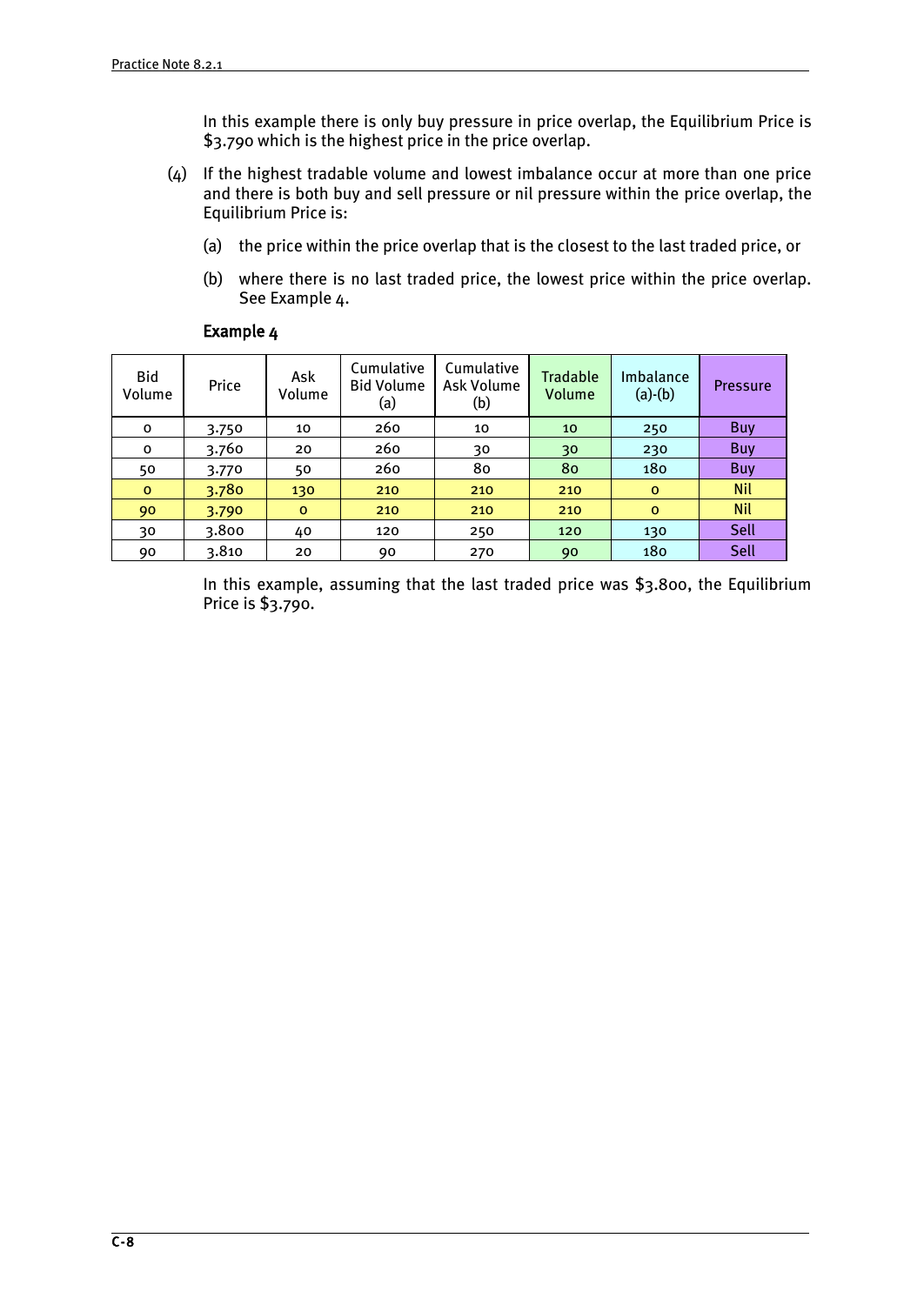In this example there is only buy pressure in price overlap, the Equilibrium Price is $3.790 which is the highest price in the price overlap.

(4) If the highest tradable volume and lowest imbalance occur at more than one price and there is both buy and sell pressure or nil pressure within the price overlap, the Equilibrium Price is:

(a) the price within the price overlap that is the closest to the last traded price, or

(b) where there is no last traded price, the lowest price within the price overlap. See Example 4.

**Example 4**

| Bid Volume | Price | Ask Volume | Cumulative Bid Volume (a) | Cumulative Ask Volume (b) | Tradable Volume | Imbalance (a)-(b) | Pressure |
|---|---|---|---|---|---|---|---|
| 0 | 3.750 | 10 | 260 | 10 | 10 | 250 | Buy |
| 0 | 3.760 | 20 | 260 | 30 | 30 | 230 | Buy |
| 50 | 3.770 | 50 | 260 | 80 | 80 | 180 | Buy |
| 0 | 3.780 | 130 | 210 | 210 | 210 | 0 | Nil |
| 90 | 3.790 | 0 | 210 | 210 | 210 | 0 | Nil |
| 30 | 3.800 | 40 | 120 | 250 | 120 | 130 | Sell |
| 90 | 3.810 | 20 | 90 | 270 | 90 | 180 | Sell |

In this example, assuming that the last traded price was $3.800, the Equilibrium Price is $3.790.